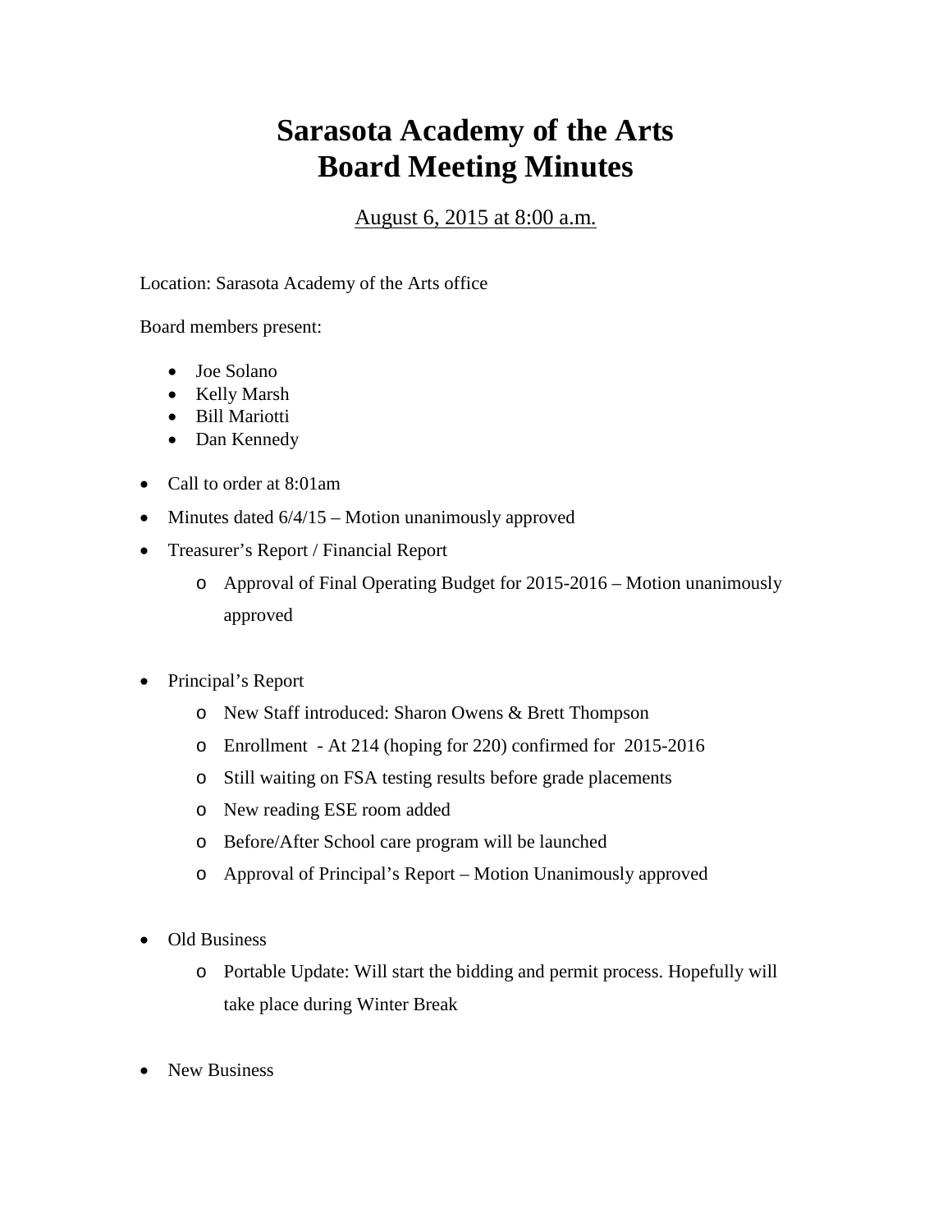# Sarasota Academy of the Arts
# Board Meeting Minutes

August 6, 2015 at 8:00 a.m.

Location: Sarasota Academy of the Arts office

Board members present:

- Joe Solano
- Kelly Marsh
- Bill Mariotti
- Dan Kennedy

- Call to order at 8:01am
- Minutes dated 6/4/15 – Motion unanimously approved
- Treasurer's Report / Financial Report
  - Approval of Final Operating Budget for 2015-2016 – Motion unanimously approved
- Principal's Report
  - New Staff introduced: Sharon Owens & Brett Thompson
  - Enrollment - At 214 (hoping for 220) confirmed for 2015-2016
  - Still waiting on FSA testing results before grade placements
  - New reading ESE room added
  - Before/After School care program will be launched
  - Approval of Principal's Report – Motion Unanimously approved
- Old Business
  - Portable Update: Will start the bidding and permit process. Hopefully will take place during Winter Break
- New Business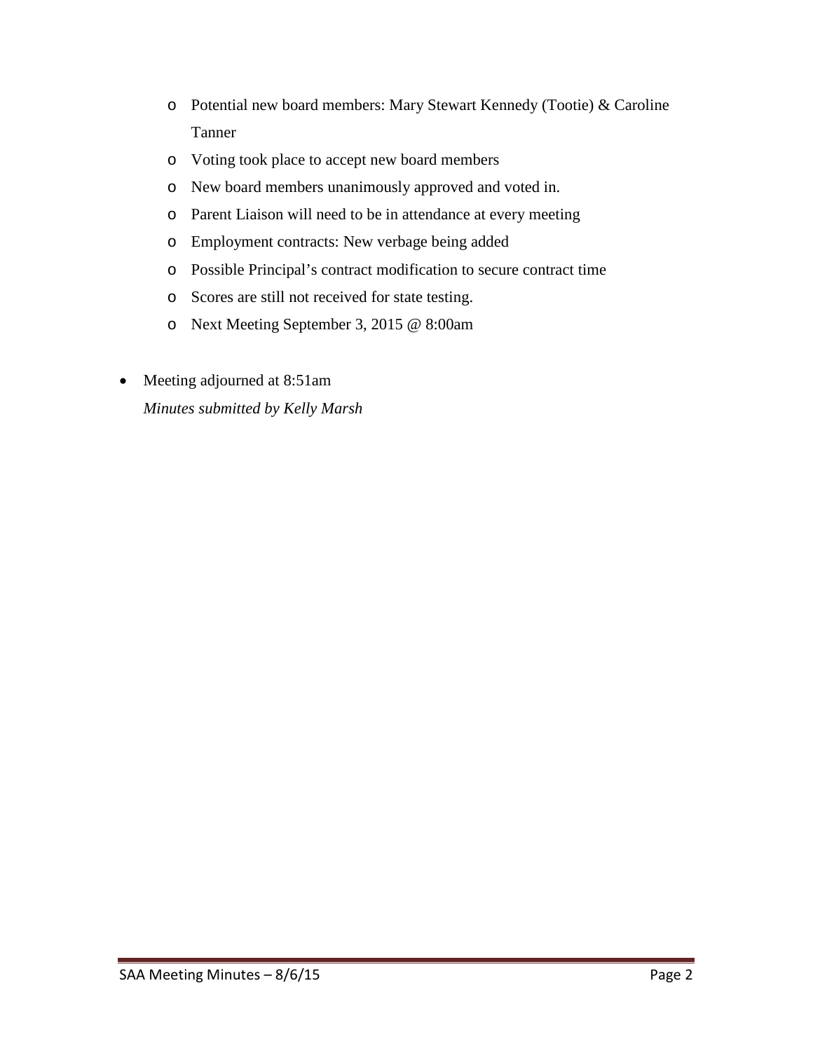- Potential new board members: Mary Stewart Kennedy (Tootie) & Caroline Tanner
  - Voting took place to accept new board members
  - New board members unanimously approved and voted in.
  - Parent Liaison will need to be in attendance at every meeting
  - Employment contracts: New verbage being added
  - Possible Principal's contract modification to secure contract time
  - Scores are still not received for state testing.
  - Next Meeting September 3, 2015 @ 8:00am

- Meeting adjourned at 8:51am

  *Minutes submitted by Kelly Marsh*